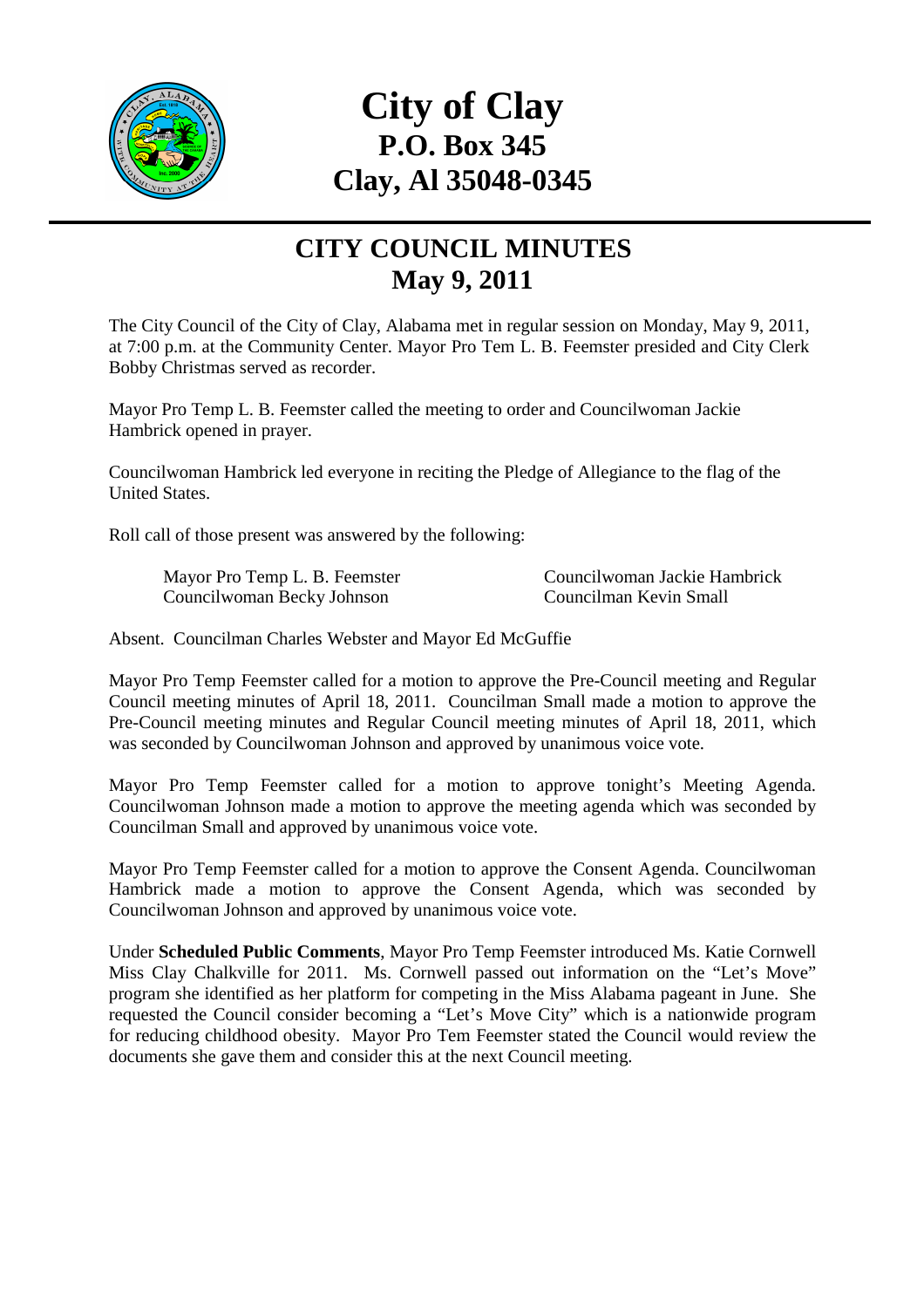# City of Clay
## P.O. Box 345
## Clay, Al 35048-0345

---

## CITY COUNCIL MINUTES
## May 9, 2011

The City Council of the City of Clay, Alabama met in regular session on Monday, May 9, 2011, at 7:00 p.m. at the Community Center. Mayor Pro Tem L. B. Feemster presided and City Clerk Bobby Christmas served as recorder.

Mayor Pro Temp L. B. Feemster called the meeting to order and Councilwoman Jackie Hambrick opened in prayer.

Councilwoman Hambrick led everyone in reciting the Pledge of Allegiance to the flag of the United States.

Roll call of those present was answered by the following:

Mayor Pro Temp L. B. Feemster
Councilwoman Becky Johnson
Councilwoman Jackie Hambrick
Councilman Kevin Small

Absent. Councilman Charles Webster and Mayor Ed McGuffie

Mayor Pro Temp Feemster called for a motion to approve the Pre-Council meeting and Regular Council meeting minutes of April 18, 2011. Councilman Small made a motion to approve the Pre-Council meeting minutes and Regular Council meeting minutes of April 18, 2011, which was seconded by Councilwoman Johnson and approved by unanimous voice vote.

Mayor Pro Temp Feemster called for a motion to approve tonight's Meeting Agenda. Councilwoman Johnson made a motion to approve the meeting agenda which was seconded by Councilman Small and approved by unanimous voice vote.

Mayor Pro Temp Feemster called for a motion to approve the Consent Agenda. Councilwoman Hambrick made a motion to approve the Consent Agenda, which was seconded by Councilwoman Johnson and approved by unanimous voice vote.

Under **Scheduled Public Comments**, Mayor Pro Temp Feemster introduced Ms. Katie Cornwell Miss Clay Chalkville for 2011. Ms. Cornwell passed out information on the "Let's Move" program she identified as her platform for competing in the Miss Alabama pageant in June. She requested the Council consider becoming a "Let's Move City" which is a nationwide program for reducing childhood obesity. Mayor Pro Tem Feemster stated the Council would review the documents she gave them and consider this at the next Council meeting.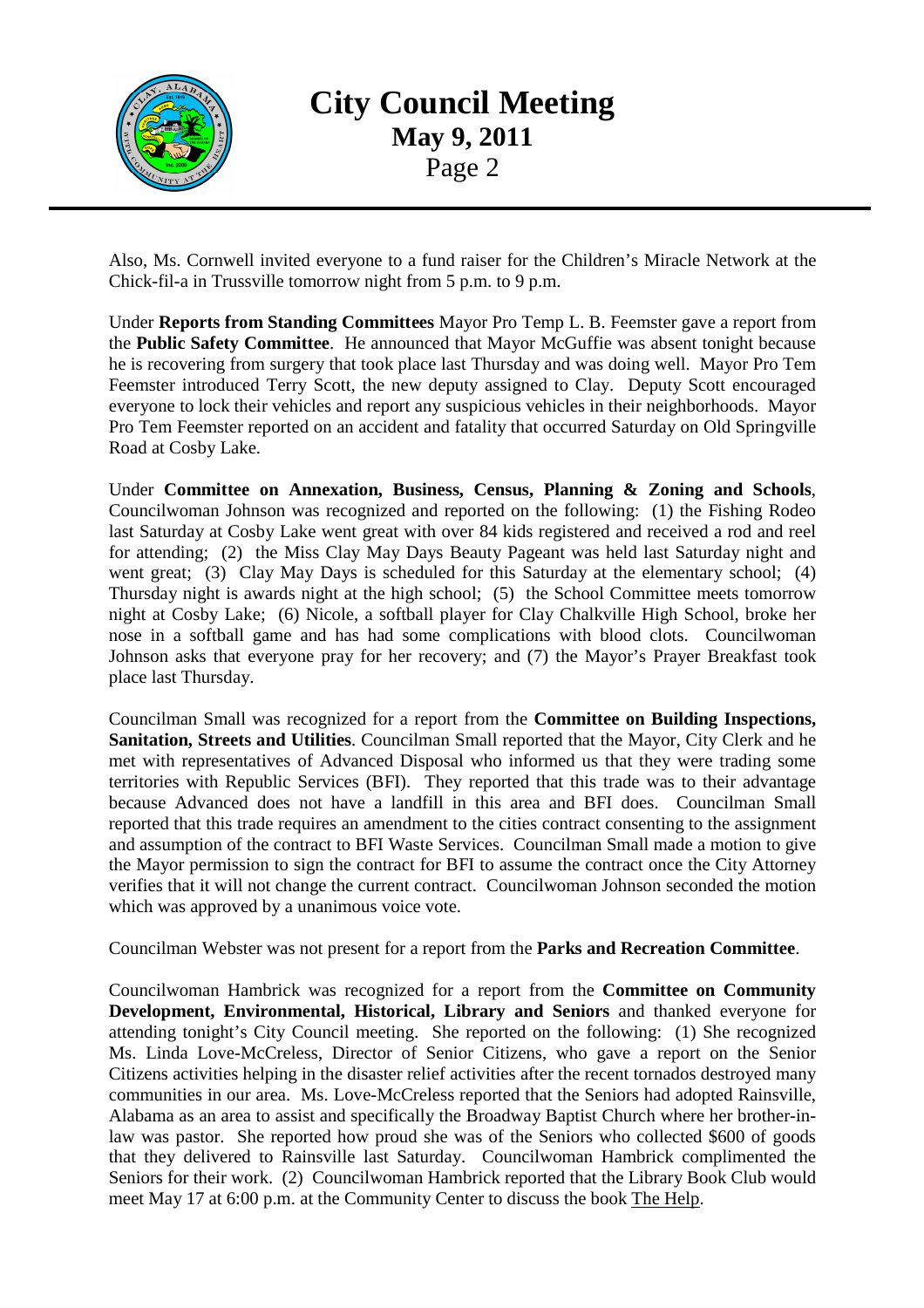Also, Ms. Cornwell invited everyone to a fund raiser for the Children's Miracle Network at the Chick-fil-a in Trussville tomorrow night from 5 p.m. to 9 p.m.

Under **Reports from Standing Committees** Mayor Pro Temp L. B. Feemster gave a report from the **Public Safety Committee**. He announced that Mayor McGuffie was absent tonight because he is recovering from surgery that took place last Thursday and was doing well. Mayor Pro Tem Feemster introduced Terry Scott, the new deputy assigned to Clay. Deputy Scott encouraged everyone to lock their vehicles and report any suspicious vehicles in their neighborhoods. Mayor Pro Tem Feemster reported on an accident and fatality that occurred Saturday on Old Springville Road at Cosby Lake.

Under **Committee on Annexation, Business, Census, Planning & Zoning and Schools**, Councilwoman Johnson was recognized and reported on the following: (1) the Fishing Rodeo last Saturday at Cosby Lake went great with over 84 kids registered and received a rod and reel for attending; (2) the Miss Clay May Days Beauty Pageant was held last Saturday night and went great; (3) Clay May Days is scheduled for this Saturday at the elementary school; (4) Thursday night is awards night at the high school; (5) the School Committee meets tomorrow night at Cosby Lake; (6) Nicole, a softball player for Clay Chalkville High School, broke her nose in a softball game and has had some complications with blood clots. Councilwoman Johnson asks that everyone pray for her recovery; and (7) the Mayor's Prayer Breakfast took place last Thursday.

Councilman Small was recognized for a report from the **Committee on Building Inspections, Sanitation, Streets and Utilities**. Councilman Small reported that the Mayor, City Clerk and he met with representatives of Advanced Disposal who informed us that they were trading some territories with Republic Services (BFI). They reported that this trade was to their advantage because Advanced does not have a landfill in this area and BFI does. Councilman Small reported that this trade requires an amendment to the cities contract consenting to the assignment and assumption of the contract to BFI Waste Services. Councilman Small made a motion to give the Mayor permission to sign the contract for BFI to assume the contract once the City Attorney verifies that it will not change the current contract. Councilwoman Johnson seconded the motion which was approved by a unanimous voice vote.

Councilman Webster was not present for a report from the **Parks and Recreation Committee**.

Councilwoman Hambrick was recognized for a report from the **Committee on Community Development, Environmental, Historical, Library and Seniors** and thanked everyone for attending tonight's City Council meeting. She reported on the following: (1) She recognized Ms. Linda Love-McCreless, Director of Senior Citizens, who gave a report on the Senior Citizens activities helping in the disaster relief activities after the recent tornados destroyed many communities in our area. Ms. Love-McCreless reported that the Seniors had adopted Rainsville, Alabama as an area to assist and specifically the Broadway Baptist Church where her brother-in-law was pastor. She reported how proud she was of the Seniors who collected $600 of goods that they delivered to Rainsville last Saturday. Councilwoman Hambrick complimented the Seniors for their work. (2) Councilwoman Hambrick reported that the Library Book Club would meet May 17 at 6:00 p.m. at the Community Center to discuss the book The Help.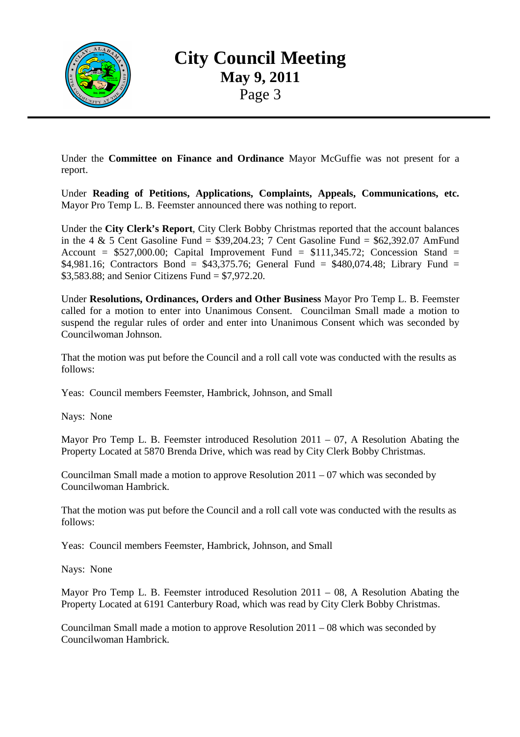Under the **Committee on Finance and Ordinance** Mayor McGuffie was not present for a report.

Under **Reading of Petitions, Applications, Complaints, Appeals, Communications, etc.** Mayor Pro Temp L. B. Feemster announced there was nothing to report.

Under the **City Clerk's Report**, City Clerk Bobby Christmas reported that the account balances in the 4 & 5 Cent Gasoline Fund = $39,204.23; 7 Cent Gasoline Fund = $62,392.07 AmFund Account = $527,000.00; Capital Improvement Fund = $111,345.72; Concession Stand = $4,981.16; Contractors Bond = $43,375.76; General Fund = $480,074.48; Library Fund = $3,583.88; and Senior Citizens Fund = $7,972.20.

Under **Resolutions, Ordinances, Orders and Other Business** Mayor Pro Temp L. B. Feemster called for a motion to enter into Unanimous Consent. Councilman Small made a motion to suspend the regular rules of order and enter into Unanimous Consent which was seconded by Councilwoman Johnson.

That the motion was put before the Council and a roll call vote was conducted with the results as follows:

Yeas: Council members Feemster, Hambrick, Johnson, and Small

Nays: None

Mayor Pro Temp L. B. Feemster introduced Resolution 2011 – 07, A Resolution Abating the Property Located at 5870 Brenda Drive, which was read by City Clerk Bobby Christmas.

Councilman Small made a motion to approve Resolution 2011 – 07 which was seconded by Councilwoman Hambrick.

That the motion was put before the Council and a roll call vote was conducted with the results as follows:

Yeas: Council members Feemster, Hambrick, Johnson, and Small

Nays: None

Mayor Pro Temp L. B. Feemster introduced Resolution 2011 – 08, A Resolution Abating the Property Located at 6191 Canterbury Road, which was read by City Clerk Bobby Christmas.

Councilman Small made a motion to approve Resolution 2011 – 08 which was seconded by Councilwoman Hambrick.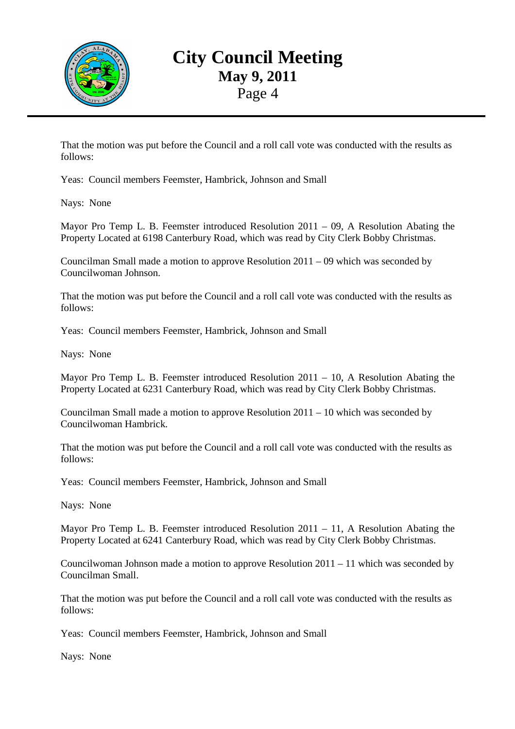That the motion was put before the Council and a roll call vote was conducted with the results as follows:

Yeas: Council members Feemster, Hambrick, Johnson and Small

Nays: None

Mayor Pro Temp L. B. Feemster introduced Resolution 2011 – 09, A Resolution Abating the Property Located at 6198 Canterbury Road, which was read by City Clerk Bobby Christmas.

Councilman Small made a motion to approve Resolution 2011 – 09 which was seconded by Councilwoman Johnson.

That the motion was put before the Council and a roll call vote was conducted with the results as follows:

Yeas: Council members Feemster, Hambrick, Johnson and Small

Nays: None

Mayor Pro Temp L. B. Feemster introduced Resolution 2011 – 10, A Resolution Abating the Property Located at 6231 Canterbury Road, which was read by City Clerk Bobby Christmas.

Councilman Small made a motion to approve Resolution 2011 – 10 which was seconded by Councilwoman Hambrick.

That the motion was put before the Council and a roll call vote was conducted with the results as follows:

Yeas: Council members Feemster, Hambrick, Johnson and Small

Nays: None

Mayor Pro Temp L. B. Feemster introduced Resolution 2011 – 11, A Resolution Abating the Property Located at 6241 Canterbury Road, which was read by City Clerk Bobby Christmas.

Councilwoman Johnson made a motion to approve Resolution 2011 – 11 which was seconded by Councilman Small.

That the motion was put before the Council and a roll call vote was conducted with the results as follows:

Yeas: Council members Feemster, Hambrick, Johnson and Small

Nays: None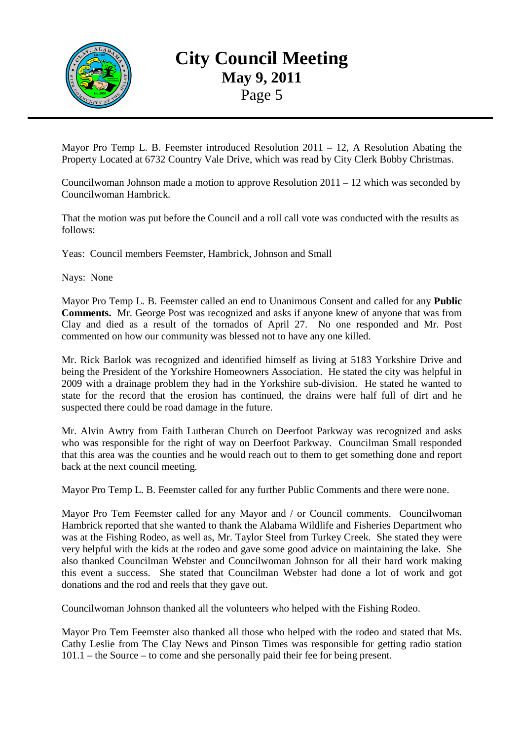Mayor Pro Temp L. B. Feemster introduced Resolution 2011 – 12, A Resolution Abating the Property Located at 6732 Country Vale Drive, which was read by City Clerk Bobby Christmas.

Councilwoman Johnson made a motion to approve Resolution 2011 – 12 which was seconded by Councilwoman Hambrick.

That the motion was put before the Council and a roll call vote was conducted with the results as follows:

Yeas: Council members Feemster, Hambrick, Johnson and Small

Nays: None

Mayor Pro Temp L. B. Feemster called an end to Unanimous Consent and called for any **Public Comments.** Mr. George Post was recognized and asks if anyone knew of anyone that was from Clay and died as a result of the tornados of April 27. No one responded and Mr. Post commented on how our community was blessed not to have any one killed.

Mr. Rick Barlok was recognized and identified himself as living at 5183 Yorkshire Drive and being the President of the Yorkshire Homeowners Association. He stated the city was helpful in 2009 with a drainage problem they had in the Yorkshire sub-division. He stated he wanted to state for the record that the erosion has continued, the drains were half full of dirt and he suspected there could be road damage in the future.

Mr. Alvin Awtry from Faith Lutheran Church on Deerfoot Parkway was recognized and asks who was responsible for the right of way on Deerfoot Parkway. Councilman Small responded that this area was the counties and he would reach out to them to get something done and report back at the next council meeting.

Mayor Pro Temp L. B. Feemster called for any further Public Comments and there were none.

Mayor Pro Tem Feemster called for any Mayor and / or Council comments. Councilwoman Hambrick reported that she wanted to thank the Alabama Wildlife and Fisheries Department who was at the Fishing Rodeo, as well as, Mr. Taylor Steel from Turkey Creek. She stated they were very helpful with the kids at the rodeo and gave some good advice on maintaining the lake. She also thanked Councilman Webster and Councilwoman Johnson for all their hard work making this event a success. She stated that Councilman Webster had done a lot of work and got donations and the rod and reels that they gave out.

Councilwoman Johnson thanked all the volunteers who helped with the Fishing Rodeo.

Mayor Pro Tem Feemster also thanked all those who helped with the rodeo and stated that Ms. Cathy Leslie from The Clay News and Pinson Times was responsible for getting radio station 101.1 – the Source – to come and she personally paid their fee for being present.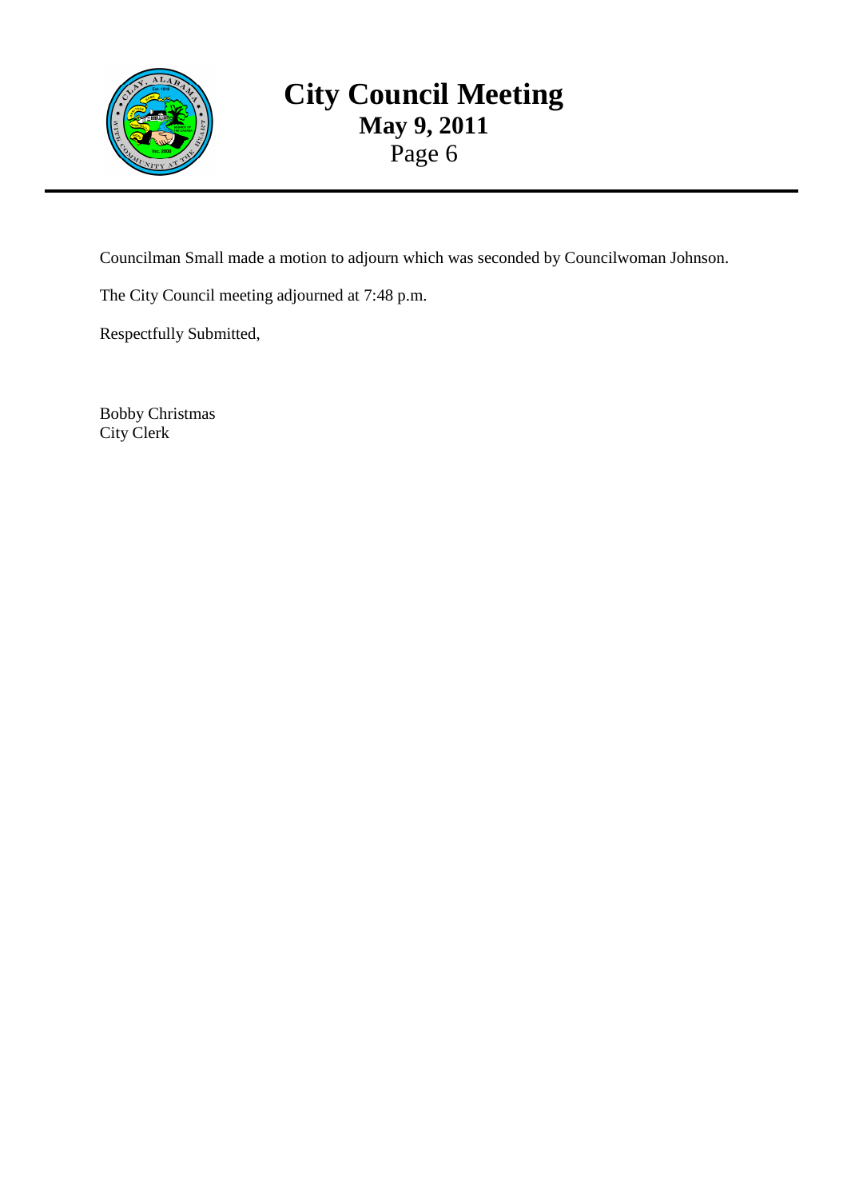Councilman Small made a motion to adjourn which was seconded by Councilwoman Johnson.

The City Council meeting adjourned at 7:48 p.m.

Respectfully Submitted,

Bobby Christmas
City Clerk